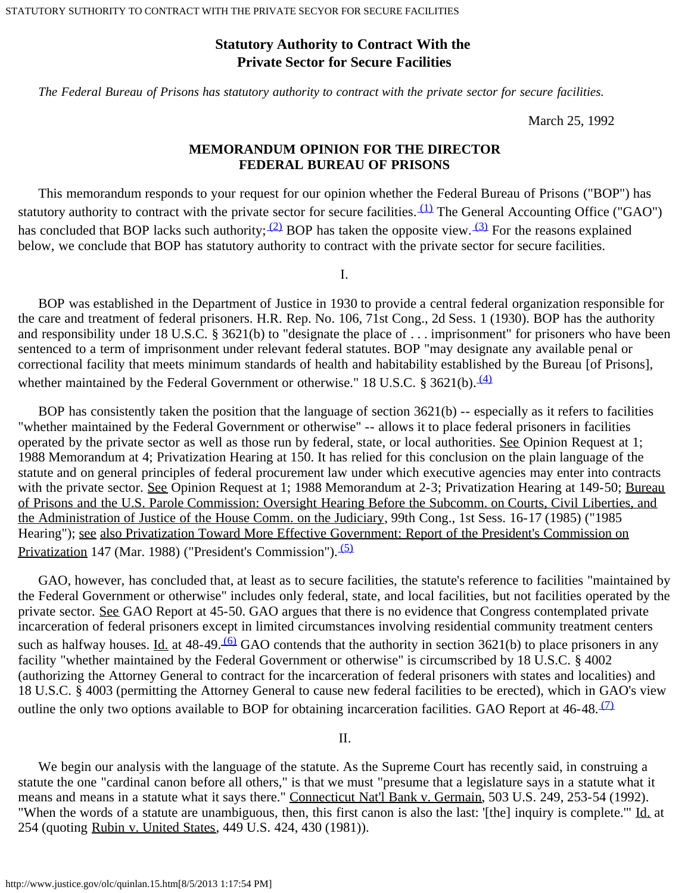# Statutory Authority to Contract With the Private Sector for Secure Facilities

*The Federal Bureau of Prisons has statutory authority to contract with the private sector for secure facilities.*

March 25, 1992

## MEMORANDUM OPINION FOR THE DIRECTOR FEDERAL BUREAU OF PRISONS

This memorandum responds to your request for our opinion whether the Federal Bureau of Prisons ("BOP") has statutory authority to contract with the private sector for secure facilities.[(1)] The General Accounting Office ("GAO") has concluded that BOP lacks such authority;[(2)] BOP has taken the opposite view.[(3)] For the reasons explained below, we conclude that BOP has statutory authority to contract with the private sector for secure facilities.

I.

BOP was established in the Department of Justice in 1930 to provide a central federal organization responsible for the care and treatment of federal prisoners. H.R. Rep. No. 106, 71st Cong., 2d Sess. 1 (1930). BOP has the authority and responsibility under 18 U.S.C. § 3621(b) to "designate the place of . . . imprisonment" for prisoners who have been sentenced to a term of imprisonment under relevant federal statutes. BOP "may designate any available penal or correctional facility that meets minimum standards of health and habitability established by the Bureau [of Prisons], whether maintained by the Federal Government or otherwise." 18 U.S.C. § 3621(b).[(4)]

BOP has consistently taken the position that the language of section 3621(b) -- especially as it refers to facilities "whether maintained by the Federal Government or otherwise" -- allows it to place federal prisoners in facilities operated by the private sector as well as those run by federal, state, or local authorities. See Opinion Request at 1; 1988 Memorandum at 4; Privatization Hearing at 150. It has relied for this conclusion on the plain language of the statute and on general principles of federal procurement law under which executive agencies may enter into contracts with the private sector. See Opinion Request at 1; 1988 Memorandum at 2-3; Privatization Hearing at 149-50; Bureau of Prisons and the U.S. Parole Commission: Oversight Hearing Before the Subcomm. on Courts, Civil Liberties, and the Administration of Justice of the House Comm. on the Judiciary, 99th Cong., 1st Sess. 16-17 (1985) ("1985 Hearing"); see also Privatization Toward More Effective Government: Report of the President's Commission on Privatization 147 (Mar. 1988) ("President's Commission").[(5)]

GAO, however, has concluded that, at least as to secure facilities, the statute's reference to facilities "maintained by the Federal Government or otherwise" includes only federal, state, and local facilities, but not facilities operated by the private sector. See GAO Report at 45-50. GAO argues that there is no evidence that Congress contemplated private incarceration of federal prisoners except in limited circumstances involving residential community treatment centers such as halfway houses. Id. at 48-49.[(6)] GAO contends that the authority in section 3621(b) to place prisoners in any facility "whether maintained by the Federal Government or otherwise" is circumscribed by 18 U.S.C. § 4002 (authorizing the Attorney General to contract for the incarceration of federal prisoners with states and localities) and 18 U.S.C. § 4003 (permitting the Attorney General to cause new federal facilities to be erected), which in GAO's view outline the only two options available to BOP for obtaining incarceration facilities. GAO Report at 46-48.[(7)]

II.

We begin our analysis with the language of the statute. As the Supreme Court has recently said, in construing a statute the one "cardinal canon before all others," is that we must "presume that a legislature says in a statute what it means and means in a statute what it says there." Connecticut Nat'l Bank v. Germain, 503 U.S. 249, 253-54 (1992). "When the words of a statute are unambiguous, then, this first canon is also the last: '[the] inquiry is complete.'" Id. at 254 (quoting Rubin v. United States, 449 U.S. 424, 430 (1981)).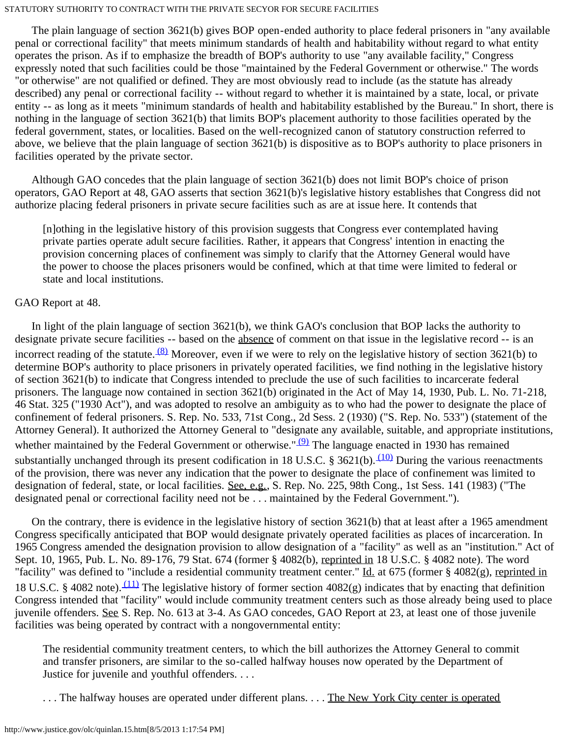The plain language of section 3621(b) gives BOP open-ended authority to place federal prisoners in "any available penal or correctional facility" that meets minimum standards of health and habitability without regard to what entity operates the prison. As if to emphasize the breadth of BOP's authority to use "any available facility," Congress expressly noted that such facilities could be those "maintained by the Federal Government or otherwise." The words "or otherwise" are not qualified or defined. They are most obviously read to include (as the statute has already described) any penal or correctional facility -- without regard to whether it is maintained by a state, local, or private entity -- as long as it meets "minimum standards of health and habitability established by the Bureau." In short, there is nothing in the language of section 3621(b) that limits BOP's placement authority to those facilities operated by the federal government, states, or localities. Based on the well-recognized canon of statutory construction referred to above, we believe that the plain language of section 3621(b) is dispositive as to BOP's authority to place prisoners in facilities operated by the private sector.

Although GAO concedes that the plain language of section 3621(b) does not limit BOP's choice of prison operators, GAO Report at 48, GAO asserts that section 3621(b)'s legislative history establishes that Congress did not authorize placing federal prisoners in private secure facilities such as are at issue here. It contends that

> [n]othing in the legislative history of this provision suggests that Congress ever contemplated having private parties operate adult secure facilities. Rather, it appears that Congress' intention in enacting the provision concerning places of confinement was simply to clarify that the Attorney General would have the power to choose the places prisoners would be confined, which at that time were limited to federal or state and local institutions.

GAO Report at 48.

In light of the plain language of section 3621(b), we think GAO's conclusion that BOP lacks the authority to designate private secure facilities -- based on the absence of comment on that issue in the legislative record -- is an incorrect reading of the statute.[(8)] Moreover, even if we were to rely on the legislative history of section 3621(b) to determine BOP's authority to place prisoners in privately operated facilities, we find nothing in the legislative history of section 3621(b) to indicate that Congress intended to preclude the use of such facilities to incarcerate federal prisoners. The language now contained in section 3621(b) originated in the Act of May 14, 1930, Pub. L. No. 71-218, 46 Stat. 325 ("1930 Act"), and was adopted to resolve an ambiguity as to who had the power to designate the place of confinement of federal prisoners. S. Rep. No. 533, 71st Cong., 2d Sess. 2 (1930) ("S. Rep. No. 533") (statement of the Attorney General). It authorized the Attorney General to "designate any available, suitable, and appropriate institutions, whether maintained by the Federal Government or otherwise."[(9)] The language enacted in 1930 has remained substantially unchanged through its present codification in 18 U.S.C. § 3621(b).[(10)] During the various reenactments of the provision, there was never any indication that the power to designate the place of confinement was limited to designation of federal, state, or local facilities. See, e.g., S. Rep. No. 225, 98th Cong., 1st Sess. 141 (1983) ("The designated penal or correctional facility need not be . . . maintained by the Federal Government.").

On the contrary, there is evidence in the legislative history of section 3621(b) that at least after a 1965 amendment Congress specifically anticipated that BOP would designate privately operated facilities as places of incarceration. In 1965 Congress amended the designation provision to allow designation of a "facility" as well as an "institution." Act of Sept. 10, 1965, Pub. L. No. 89-176, 79 Stat. 674 (former § 4082(b), reprinted in 18 U.S.C. § 4082 note). The word "facility" was defined to "include a residential community treatment center." Id. at 675 (former § 4082(g), reprinted in 18 U.S.C. § 4082 note).[(11)] The legislative history of former section 4082(g) indicates that by enacting that definition Congress intended that "facility" would include community treatment centers such as those already being used to place juvenile offenders. See S. Rep. No. 613 at 3-4. As GAO concedes, GAO Report at 23, at least one of those juvenile facilities was being operated by contract with a nongovernmental entity:

> The residential community treatment centers, to which the bill authorizes the Attorney General to commit and transfer prisoners, are similar to the so-called halfway houses now operated by the Department of Justice for juvenile and youthful offenders. . . .
>
> . . . The halfway houses are operated under different plans. . . . The New York City center is operated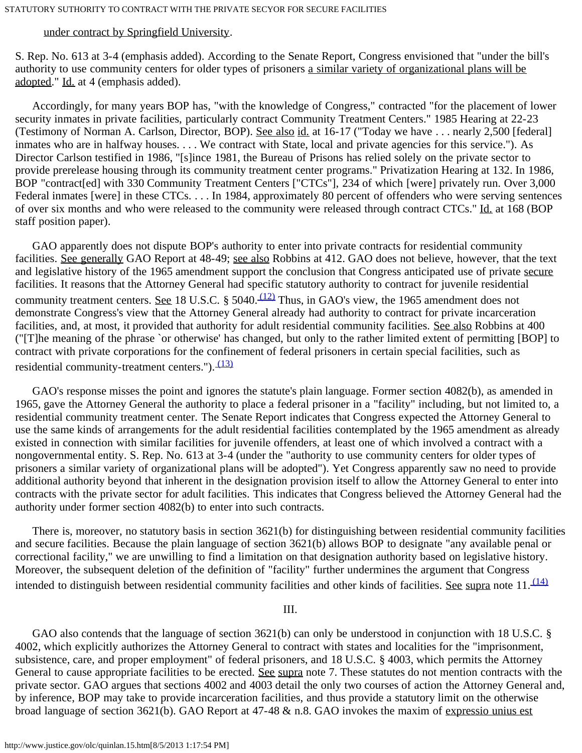under contract by Springfield University.

S. Rep. No. 613 at 3-4 (emphasis added). According to the Senate Report, Congress envisioned that "under the bill's authority to use community centers for older types of prisoners a similar variety of organizational plans will be adopted." Id. at 4 (emphasis added).

Accordingly, for many years BOP has, "with the knowledge of Congress," contracted "for the placement of lower security inmates in private facilities, particularly contract Community Treatment Centers." 1985 Hearing at 22-23 (Testimony of Norman A. Carlson, Director, BOP). See also id. at 16-17 ("Today we have . . . nearly 2,500 [federal] inmates who are in halfway houses. . . . We contract with State, local and private agencies for this service."). As Director Carlson testified in 1986, "[s]ince 1981, the Bureau of Prisons has relied solely on the private sector to provide prerelease housing through its community treatment center programs." Privatization Hearing at 132. In 1986, BOP "contract[ed] with 330 Community Treatment Centers ["CTCs"], 234 of which [were] privately run. Over 3,000 Federal inmates [were] in these CTCs. . . . In 1984, approximately 80 percent of offenders who were serving sentences of over six months and who were released to the community were released through contract CTCs." Id. at 168 (BOP staff position paper).

GAO apparently does not dispute BOP's authority to enter into private contracts for residential community facilities. See generally GAO Report at 48-49; see also Robbins at 412. GAO does not believe, however, that the text and legislative history of the 1965 amendment support the conclusion that Congress anticipated use of private secure facilities. It reasons that the Attorney General had specific statutory authority to contract for juvenile residential community treatment centers. See 18 U.S.C. § 5040.[(12)] Thus, in GAO's view, the 1965 amendment does not demonstrate Congress's view that the Attorney General already had authority to contract for private incarceration facilities, and, at most, it provided that authority for adult residential community facilities. See also Robbins at 400 ("[T]he meaning of the phrase `or otherwise' has changed, but only to the rather limited extent of permitting [BOP] to contract with private corporations for the confinement of federal prisoners in certain special facilities, such as residential community-treatment centers.").[(13)]

GAO's response misses the point and ignores the statute's plain language. Former section 4082(b), as amended in 1965, gave the Attorney General the authority to place a federal prisoner in a "facility" including, but not limited to, a residential community treatment center. The Senate Report indicates that Congress expected the Attorney General to use the same kinds of arrangements for the adult residential facilities contemplated by the 1965 amendment as already existed in connection with similar facilities for juvenile offenders, at least one of which involved a contract with a nongovernmental entity. S. Rep. No. 613 at 3-4 (under the "authority to use community centers for older types of prisoners a similar variety of organizational plans will be adopted"). Yet Congress apparently saw no need to provide additional authority beyond that inherent in the designation provision itself to allow the Attorney General to enter into contracts with the private sector for adult facilities. This indicates that Congress believed the Attorney General had the authority under former section 4082(b) to enter into such contracts.

There is, moreover, no statutory basis in section 3621(b) for distinguishing between residential community facilities and secure facilities. Because the plain language of section 3621(b) allows BOP to designate "any available penal or correctional facility," we are unwilling to find a limitation on that designation authority based on legislative history. Moreover, the subsequent deletion of the definition of "facility" further undermines the argument that Congress intended to distinguish between residential community facilities and other kinds of facilities. See supra note 11.[(14)]

III.

GAO also contends that the language of section 3621(b) can only be understood in conjunction with 18 U.S.C. § 4002, which explicitly authorizes the Attorney General to contract with states and localities for the "imprisonment, subsistence, care, and proper employment" of federal prisoners, and 18 U.S.C. § 4003, which permits the Attorney General to cause appropriate facilities to be erected. See supra note 7. These statutes do not mention contracts with the private sector. GAO argues that sections 4002 and 4003 detail the only two courses of action the Attorney General and, by inference, BOP may take to provide incarceration facilities, and thus provide a statutory limit on the otherwise broad language of section 3621(b). GAO Report at 47-48 & n.8. GAO invokes the maxim of expressio unius est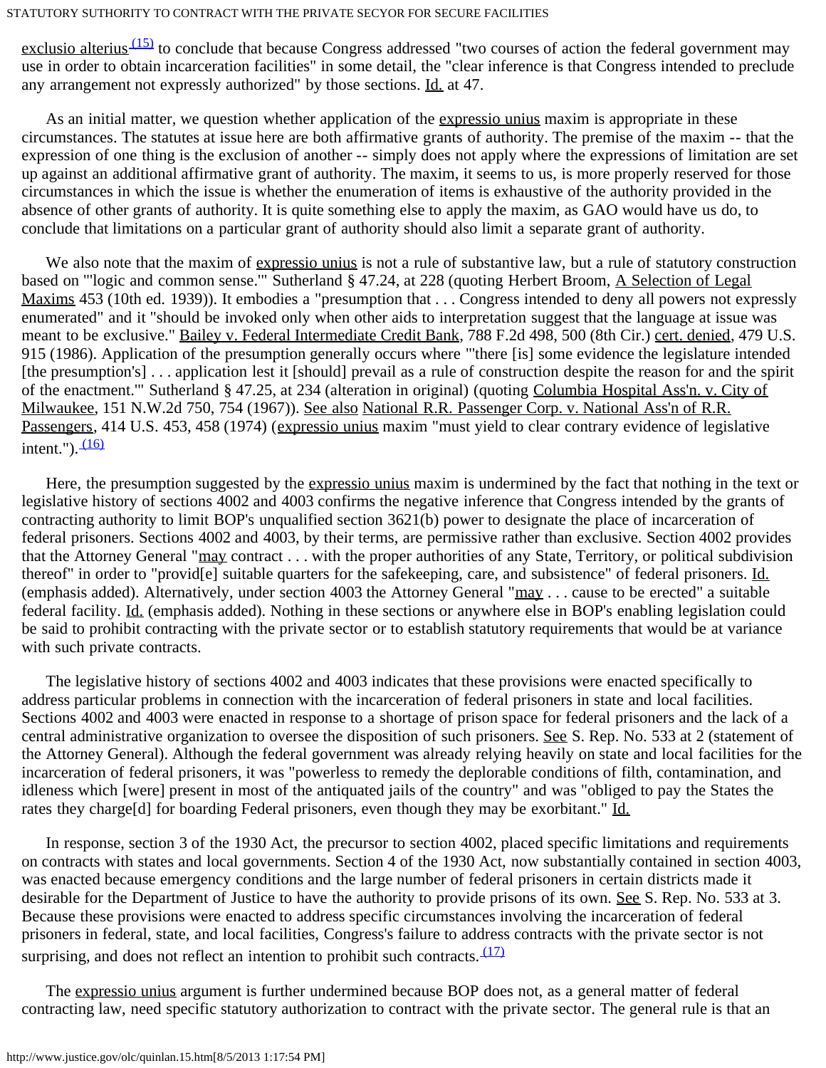exclusio alterius[(15)] to conclude that because Congress addressed "two courses of action the federal government may use in order to obtain incarceration facilities" in some detail, the "clear inference is that Congress intended to preclude any arrangement not expressly authorized" by those sections. Id. at 47.

As an initial matter, we question whether application of the expressio unius maxim is appropriate in these circumstances. The statutes at issue here are both affirmative grants of authority. The premise of the maxim -- that the expression of one thing is the exclusion of another -- simply does not apply where the expressions of limitation are set up against an additional affirmative grant of authority. The maxim, it seems to us, is more properly reserved for those circumstances in which the issue is whether the enumeration of items is exhaustive of the authority provided in the absence of other grants of authority. It is quite something else to apply the maxim, as GAO would have us do, to conclude that limitations on a particular grant of authority should also limit a separate grant of authority.

We also note that the maxim of expressio unius is not a rule of substantive law, but a rule of statutory construction based on "'logic and common sense.'" Sutherland § 47.24, at 228 (quoting Herbert Broom, A Selection of Legal Maxims 453 (10th ed. 1939)). It embodies a "presumption that . . . Congress intended to deny all powers not expressly enumerated" and it "should be invoked only when other aids to interpretation suggest that the language at issue was meant to be exclusive." Bailey v. Federal Intermediate Credit Bank, 788 F.2d 498, 500 (8th Cir.) cert. denied, 479 U.S. 915 (1986). Application of the presumption generally occurs where "'there [is] some evidence the legislature intended [the presumption's] . . . application lest it [should] prevail as a rule of construction despite the reason for and the spirit of the enactment.'" Sutherland § 47.25, at 234 (alteration in original) (quoting Columbia Hospital Ass'n. v. City of Milwaukee, 151 N.W.2d 750, 754 (1967)). See also National R.R. Passenger Corp. v. National Ass'n of R.R. Passengers, 414 U.S. 453, 458 (1974) (expressio unius maxim "must yield to clear contrary evidence of legislative intent.").[(16)]

Here, the presumption suggested by the expressio unius maxim is undermined by the fact that nothing in the text or legislative history of sections 4002 and 4003 confirms the negative inference that Congress intended by the grants of contracting authority to limit BOP's unqualified section 3621(b) power to designate the place of incarceration of federal prisoners. Sections 4002 and 4003, by their terms, are permissive rather than exclusive. Section 4002 provides that the Attorney General "may contract . . . with the proper authorities of any State, Territory, or political subdivision thereof" in order to "provid[e] suitable quarters for the safekeeping, care, and subsistence" of federal prisoners. Id. (emphasis added). Alternatively, under section 4003 the Attorney General "may . . . cause to be erected" a suitable federal facility. Id. (emphasis added). Nothing in these sections or anywhere else in BOP's enabling legislation could be said to prohibit contracting with the private sector or to establish statutory requirements that would be at variance with such private contracts.

The legislative history of sections 4002 and 4003 indicates that these provisions were enacted specifically to address particular problems in connection with the incarceration of federal prisoners in state and local facilities. Sections 4002 and 4003 were enacted in response to a shortage of prison space for federal prisoners and the lack of a central administrative organization to oversee the disposition of such prisoners. See S. Rep. No. 533 at 2 (statement of the Attorney General). Although the federal government was already relying heavily on state and local facilities for the incarceration of federal prisoners, it was "powerless to remedy the deplorable conditions of filth, contamination, and idleness which [were] present in most of the antiquated jails of the country" and was "obliged to pay the States the rates they charge[d] for boarding Federal prisoners, even though they may be exorbitant." Id.

In response, section 3 of the 1930 Act, the precursor to section 4002, placed specific limitations and requirements on contracts with states and local governments. Section 4 of the 1930 Act, now substantially contained in section 4003, was enacted because emergency conditions and the large number of federal prisoners in certain districts made it desirable for the Department of Justice to have the authority to provide prisons of its own. See S. Rep. No. 533 at 3. Because these provisions were enacted to address specific circumstances involving the incarceration of federal prisoners in federal, state, and local facilities, Congress's failure to address contracts with the private sector is not surprising, and does not reflect an intention to prohibit such contracts.[(17)]

The expressio unius argument is further undermined because BOP does not, as a general matter of federal contracting law, need specific statutory authorization to contract with the private sector. The general rule is that an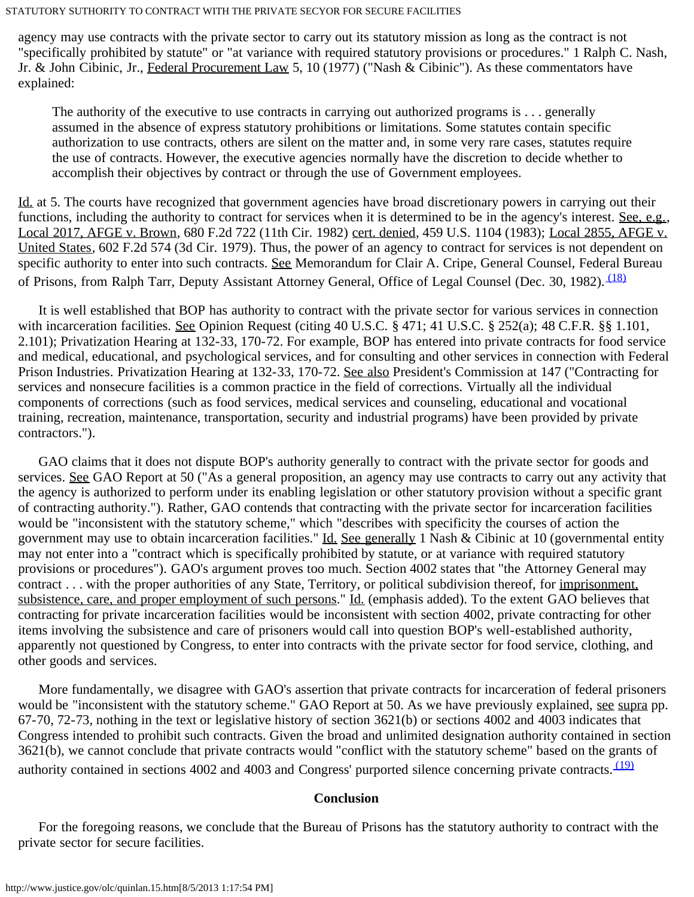agency may use contracts with the private sector to carry out its statutory mission as long as the contract is not "specifically prohibited by statute" or "at variance with required statutory provisions or procedures." 1 Ralph C. Nash, Jr. & John Cibinic, Jr., Federal Procurement Law 5, 10 (1977) ("Nash & Cibinic"). As these commentators have explained:

> The authority of the executive to use contracts in carrying out authorized programs is . . . generally assumed in the absence of express statutory prohibitions or limitations. Some statutes contain specific authorization to use contracts, others are silent on the matter and, in some very rare cases, statutes require the use of contracts. However, the executive agencies normally have the discretion to decide whether to accomplish their objectives by contract or through the use of Government employees.

Id. at 5. The courts have recognized that government agencies have broad discretionary powers in carrying out their functions, including the authority to contract for services when it is determined to be in the agency's interest. See, e.g., Local 2017, AFGE v. Brown, 680 F.2d 722 (11th Cir. 1982) cert. denied, 459 U.S. 1104 (1983); Local 2855, AFGE v. United States, 602 F.2d 574 (3d Cir. 1979). Thus, the power of an agency to contract for services is not dependent on specific authority to enter into such contracts. See Memorandum for Clair A. Cripe, General Counsel, Federal Bureau of Prisons, from Ralph Tarr, Deputy Assistant Attorney General, Office of Legal Counsel (Dec. 30, 1982).(18)

It is well established that BOP has authority to contract with the private sector for various services in connection with incarceration facilities. See Opinion Request (citing 40 U.S.C. § 471; 41 U.S.C. § 252(a); 48 C.F.R. §§ 1.101, 2.101); Privatization Hearing at 132-33, 170-72. For example, BOP has entered into private contracts for food service and medical, educational, and psychological services, and for consulting and other services in connection with Federal Prison Industries. Privatization Hearing at 132-33, 170-72. See also President's Commission at 147 ("Contracting for services and nonsecure facilities is a common practice in the field of corrections. Virtually all the individual components of corrections (such as food services, medical services and counseling, educational and vocational training, recreation, maintenance, transportation, security and industrial programs) have been provided by private contractors.").

GAO claims that it does not dispute BOP's authority generally to contract with the private sector for goods and services. See GAO Report at 50 ("As a general proposition, an agency may use contracts to carry out any activity that the agency is authorized to perform under its enabling legislation or other statutory provision without a specific grant of contracting authority."). Rather, GAO contends that contracting with the private sector for incarceration facilities would be "inconsistent with the statutory scheme," which "describes with specificity the courses of action the government may use to obtain incarceration facilities." Id. See generally 1 Nash & Cibinic at 10 (governmental entity may not enter into a "contract which is specifically prohibited by statute, or at variance with required statutory provisions or procedures"). GAO's argument proves too much. Section 4002 states that "the Attorney General may contract . . . with the proper authorities of any State, Territory, or political subdivision thereof, for imprisonment, subsistence, care, and proper employment of such persons." Id. (emphasis added). To the extent GAO believes that contracting for private incarceration facilities would be inconsistent with section 4002, private contracting for other items involving the subsistence and care of prisoners would call into question BOP's well-established authority, apparently not questioned by Congress, to enter into contracts with the private sector for food service, clothing, and other goods and services.

More fundamentally, we disagree with GAO's assertion that private contracts for incarceration of federal prisoners would be "inconsistent with the statutory scheme." GAO Report at 50. As we have previously explained, see supra pp. 67-70, 72-73, nothing in the text or legislative history of section 3621(b) or sections 4002 and 4003 indicates that Congress intended to prohibit such contracts. Given the broad and unlimited designation authority contained in section 3621(b), we cannot conclude that private contracts would "conflict with the statutory scheme" based on the grants of authority contained in sections 4002 and 4003 and Congress' purported silence concerning private contracts.(19)

## Conclusion

For the foregoing reasons, we conclude that the Bureau of Prisons has the statutory authority to contract with the private sector for secure facilities.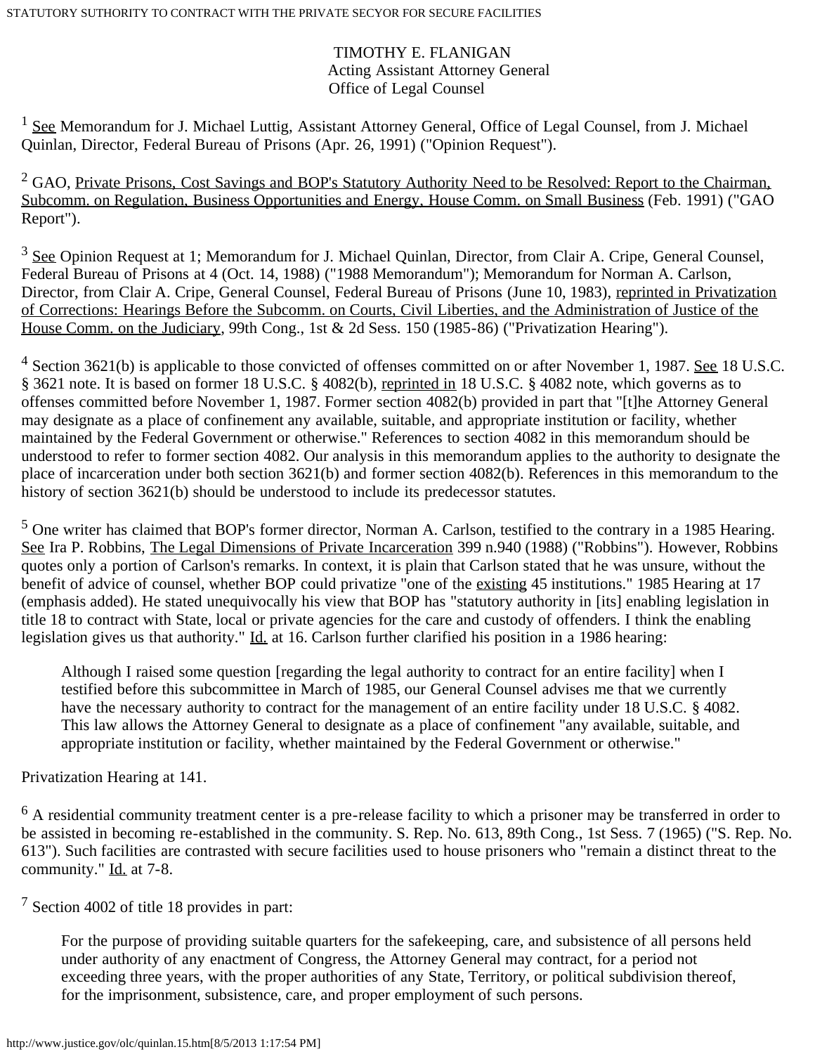TIMOTHY E. FLANIGAN
Acting Assistant Attorney General
Office of Legal Counsel

[1] See Memorandum for J. Michael Luttig, Assistant Attorney General, Office of Legal Counsel, from J. Michael Quinlan, Director, Federal Bureau of Prisons (Apr. 26, 1991) ("Opinion Request").

[2] GAO, Private Prisons, Cost Savings and BOP's Statutory Authority Need to be Resolved: Report to the Chairman, Subcomm. on Regulation, Business Opportunities and Energy, House Comm. on Small Business (Feb. 1991) ("GAO Report").

[3] See Opinion Request at 1; Memorandum for J. Michael Quinlan, Director, from Clair A. Cripe, General Counsel, Federal Bureau of Prisons at 4 (Oct. 14, 1988) ("1988 Memorandum"); Memorandum for Norman A. Carlson, Director, from Clair A. Cripe, General Counsel, Federal Bureau of Prisons (June 10, 1983), reprinted in Privatization of Corrections: Hearings Before the Subcomm. on Courts, Civil Liberties, and the Administration of Justice of the House Comm. on the Judiciary, 99th Cong., 1st & 2d Sess. 150 (1985-86) ("Privatization Hearing").

[4] Section 3621(b) is applicable to those convicted of offenses committed on or after November 1, 1987. See 18 U.S.C. § 3621 note. It is based on former 18 U.S.C. § 4082(b), reprinted in 18 U.S.C. § 4082 note, which governs as to offenses committed before November 1, 1987. Former section 4082(b) provided in part that "[t]he Attorney General may designate as a place of confinement any available, suitable, and appropriate institution or facility, whether maintained by the Federal Government or otherwise." References to section 4082 in this memorandum should be understood to refer to former section 4082. Our analysis in this memorandum applies to the authority to designate the place of incarceration under both section 3621(b) and former section 4082(b). References in this memorandum to the history of section 3621(b) should be understood to include its predecessor statutes.

[5] One writer has claimed that BOP's former director, Norman A. Carlson, testified to the contrary in a 1985 Hearing. See Ira P. Robbins, The Legal Dimensions of Private Incarceration 399 n.940 (1988) ("Robbins"). However, Robbins quotes only a portion of Carlson's remarks. In context, it is plain that Carlson stated that he was unsure, without the benefit of advice of counsel, whether BOP could privatize "one of the existing 45 institutions." 1985 Hearing at 17 (emphasis added). He stated unequivocally his view that BOP has "statutory authority in [its] enabling legislation in title 18 to contract with State, local or private agencies for the care and custody of offenders. I think the enabling legislation gives us that authority." Id. at 16. Carlson further clarified his position in a 1986 hearing:

> Although I raised some question [regarding the legal authority to contract for an entire facility] when I testified before this subcommittee in March of 1985, our General Counsel advises me that we currently have the necessary authority to contract for the management of an entire facility under 18 U.S.C. § 4082. This law allows the Attorney General to designate as a place of confinement "any available, suitable, and appropriate institution or facility, whether maintained by the Federal Government or otherwise."

Privatization Hearing at 141.

[6] A residential community treatment center is a pre-release facility to which a prisoner may be transferred in order to be assisted in becoming re-established in the community. S. Rep. No. 613, 89th Cong., 1st Sess. 7 (1965) ("S. Rep. No. 613"). Such facilities are contrasted with secure facilities used to house prisoners who "remain a distinct threat to the community." Id. at 7-8.

[7] Section 4002 of title 18 provides in part:

> For the purpose of providing suitable quarters for the safekeeping, care, and subsistence of all persons held under authority of any enactment of Congress, the Attorney General may contract, for a period not exceeding three years, with the proper authorities of any State, Territory, or political subdivision thereof, for the imprisonment, subsistence, care, and proper employment of such persons.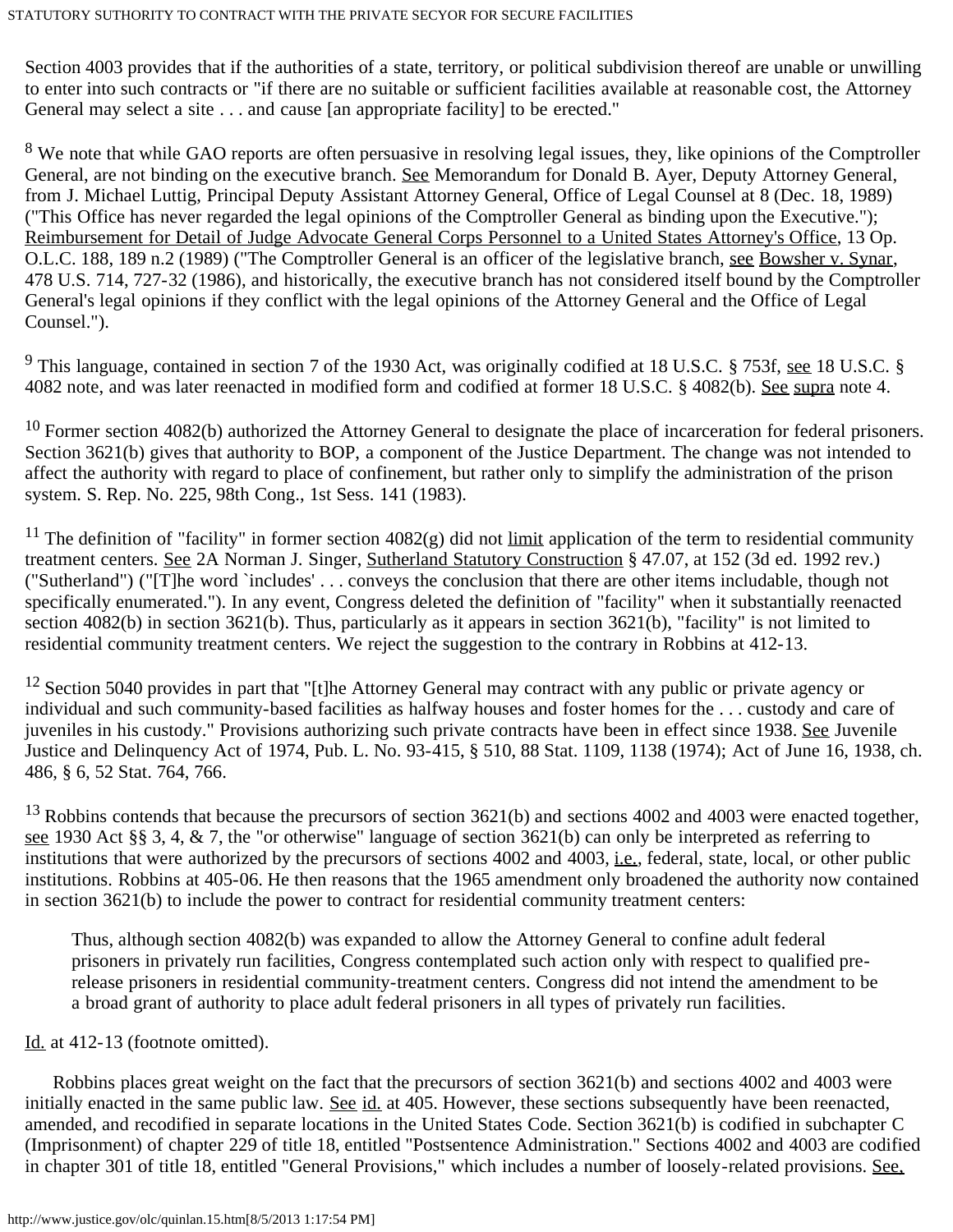Section 4003 provides that if the authorities of a state, territory, or political subdivision thereof are unable or unwilling to enter into such contracts or "if there are no suitable or sufficient facilities available at reasonable cost, the Attorney General may select a site . . . and cause [an appropriate facility] to be erected."

[8] We note that while GAO reports are often persuasive in resolving legal issues, they, like opinions of the Comptroller General, are not binding on the executive branch. See Memorandum for Donald B. Ayer, Deputy Attorney General, from J. Michael Luttig, Principal Deputy Assistant Attorney General, Office of Legal Counsel at 8 (Dec. 18, 1989) ("This Office has never regarded the legal opinions of the Comptroller General as binding upon the Executive."); Reimbursement for Detail of Judge Advocate General Corps Personnel to a United States Attorney's Office, 13 Op. O.L.C. 188, 189 n.2 (1989) ("The Comptroller General is an officer of the legislative branch, see Bowsher v. Synar, 478 U.S. 714, 727-32 (1986), and historically, the executive branch has not considered itself bound by the Comptroller General's legal opinions if they conflict with the legal opinions of the Attorney General and the Office of Legal Counsel.").

[9] This language, contained in section 7 of the 1930 Act, was originally codified at 18 U.S.C. § 753f, see 18 U.S.C. § 4082 note, and was later reenacted in modified form and codified at former 18 U.S.C. § 4082(b). See supra note 4.

[10] Former section 4082(b) authorized the Attorney General to designate the place of incarceration for federal prisoners. Section 3621(b) gives that authority to BOP, a component of the Justice Department. The change was not intended to affect the authority with regard to place of confinement, but rather only to simplify the administration of the prison system. S. Rep. No. 225, 98th Cong., 1st Sess. 141 (1983).

[11] The definition of "facility" in former section 4082(g) did not limit application of the term to residential community treatment centers. See 2A Norman J. Singer, Sutherland Statutory Construction § 47.07, at 152 (3d ed. 1992 rev.) ("Sutherland") ("[T]he word `includes' . . . conveys the conclusion that there are other items includable, though not specifically enumerated."). In any event, Congress deleted the definition of "facility" when it substantially reenacted section 4082(b) in section 3621(b). Thus, particularly as it appears in section 3621(b), "facility" is not limited to residential community treatment centers. We reject the suggestion to the contrary in Robbins at 412-13.

[12] Section 5040 provides in part that "[t]he Attorney General may contract with any public or private agency or individual and such community-based facilities as halfway houses and foster homes for the . . . custody and care of juveniles in his custody." Provisions authorizing such private contracts have been in effect since 1938. See Juvenile Justice and Delinquency Act of 1974, Pub. L. No. 93-415, § 510, 88 Stat. 1109, 1138 (1974); Act of June 16, 1938, ch. 486, § 6, 52 Stat. 764, 766.

[13] Robbins contends that because the precursors of section 3621(b) and sections 4002 and 4003 were enacted together, see 1930 Act §§ 3, 4, & 7, the "or otherwise" language of section 3621(b) can only be interpreted as referring to institutions that were authorized by the precursors of sections 4002 and 4003, i.e., federal, state, local, or other public institutions. Robbins at 405-06. He then reasons that the 1965 amendment only broadened the authority now contained in section 3621(b) to include the power to contract for residential community treatment centers:

> Thus, although section 4082(b) was expanded to allow the Attorney General to confine adult federal prisoners in privately run facilities, Congress contemplated such action only with respect to qualified pre-release prisoners in residential community-treatment centers. Congress did not intend the amendment to be a broad grant of authority to place adult federal prisoners in all types of privately run facilities.

Id. at 412-13 (footnote omitted).

Robbins places great weight on the fact that the precursors of section 3621(b) and sections 4002 and 4003 were initially enacted in the same public law. See id. at 405. However, these sections subsequently have been reenacted, amended, and recodified in separate locations in the United States Code. Section 3621(b) is codified in subchapter C (Imprisonment) of chapter 229 of title 18, entitled "Postsentence Administration." Sections 4002 and 4003 are codified in chapter 301 of title 18, entitled "General Provisions," which includes a number of loosely-related provisions. See,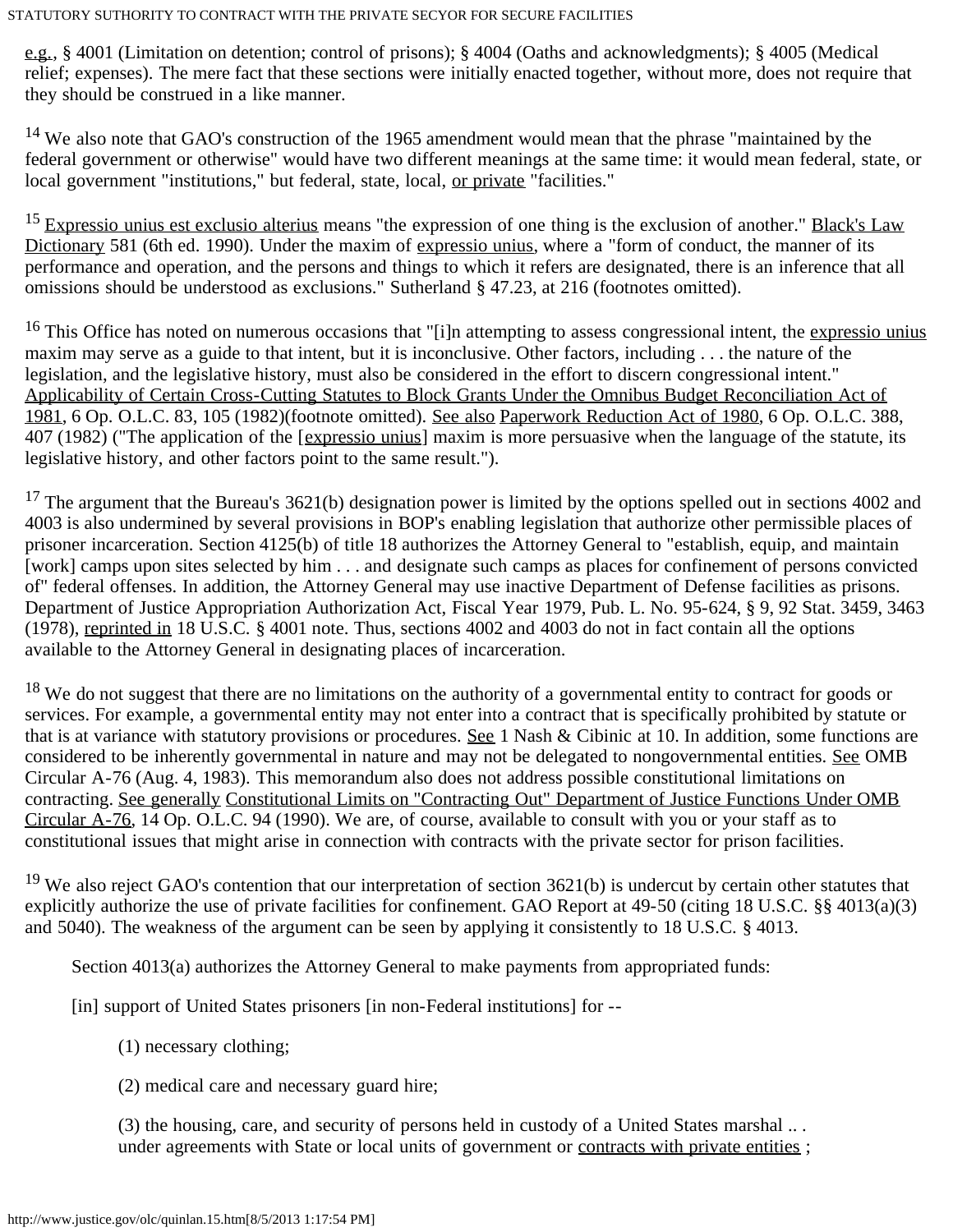e.g., § 4001 (Limitation on detention; control of prisons); § 4004 (Oaths and acknowledgments); § 4005 (Medical relief; expenses). The mere fact that these sections were initially enacted together, without more, does not require that they should be construed in a like manner.

[14] We also note that GAO's construction of the 1965 amendment would mean that the phrase "maintained by the federal government or otherwise" would have two different meanings at the same time: it would mean federal, state, or local government "institutions," but federal, state, local, or private "facilities."

[15] Expressio unius est exclusio alterius means "the expression of one thing is the exclusion of another." Black's Law Dictionary 581 (6th ed. 1990). Under the maxim of expressio unius, where a "form of conduct, the manner of its performance and operation, and the persons and things to which it refers are designated, there is an inference that all omissions should be understood as exclusions." Sutherland § 47.23, at 216 (footnotes omitted).

[16] This Office has noted on numerous occasions that "[i]n attempting to assess congressional intent, the expressio unius maxim may serve as a guide to that intent, but it is inconclusive. Other factors, including . . . the nature of the legislation, and the legislative history, must also be considered in the effort to discern congressional intent." Applicability of Certain Cross-Cutting Statutes to Block Grants Under the Omnibus Budget Reconciliation Act of 1981, 6 Op. O.L.C. 83, 105 (1982)(footnote omitted). See also Paperwork Reduction Act of 1980, 6 Op. O.L.C. 388, 407 (1982) ("The application of the [expressio unius] maxim is more persuasive when the language of the statute, its legislative history, and other factors point to the same result.").

[17] The argument that the Bureau's 3621(b) designation power is limited by the options spelled out in sections 4002 and 4003 is also undermined by several provisions in BOP's enabling legislation that authorize other permissible places of prisoner incarceration. Section 4125(b) of title 18 authorizes the Attorney General to "establish, equip, and maintain [work] camps upon sites selected by him . . . and designate such camps as places for confinement of persons convicted of" federal offenses. In addition, the Attorney General may use inactive Department of Defense facilities as prisons. Department of Justice Appropriation Authorization Act, Fiscal Year 1979, Pub. L. No. 95-624, § 9, 92 Stat. 3459, 3463 (1978), reprinted in 18 U.S.C. § 4001 note. Thus, sections 4002 and 4003 do not in fact contain all the options available to the Attorney General in designating places of incarceration.

[18] We do not suggest that there are no limitations on the authority of a governmental entity to contract for goods or services. For example, a governmental entity may not enter into a contract that is specifically prohibited by statute or that is at variance with statutory provisions or procedures. See 1 Nash & Cibinic at 10. In addition, some functions are considered to be inherently governmental in nature and may not be delegated to nongovernmental entities. See OMB Circular A-76 (Aug. 4, 1983). This memorandum also does not address possible constitutional limitations on contracting. See generally Constitutional Limits on "Contracting Out" Department of Justice Functions Under OMB Circular A-76, 14 Op. O.L.C. 94 (1990). We are, of course, available to consult with you or your staff as to constitutional issues that might arise in connection with contracts with the private sector for prison facilities.

[19] We also reject GAO's contention that our interpretation of section 3621(b) is undercut by certain other statutes that explicitly authorize the use of private facilities for confinement. GAO Report at 49-50 (citing 18 U.S.C. §§ 4013(a)(3) and 5040). The weakness of the argument can be seen by applying it consistently to 18 U.S.C. § 4013.

> Section 4013(a) authorizes the Attorney General to make payments from appropriated funds:
>
> [in] support of United States prisoners [in non-Federal institutions] for --
>
> > (1) necessary clothing;
> >
> > (2) medical care and necessary guard hire;
> >
> > (3) the housing, care, and security of persons held in custody of a United States marshal .. . under agreements with State or local units of government or contracts with private entities ;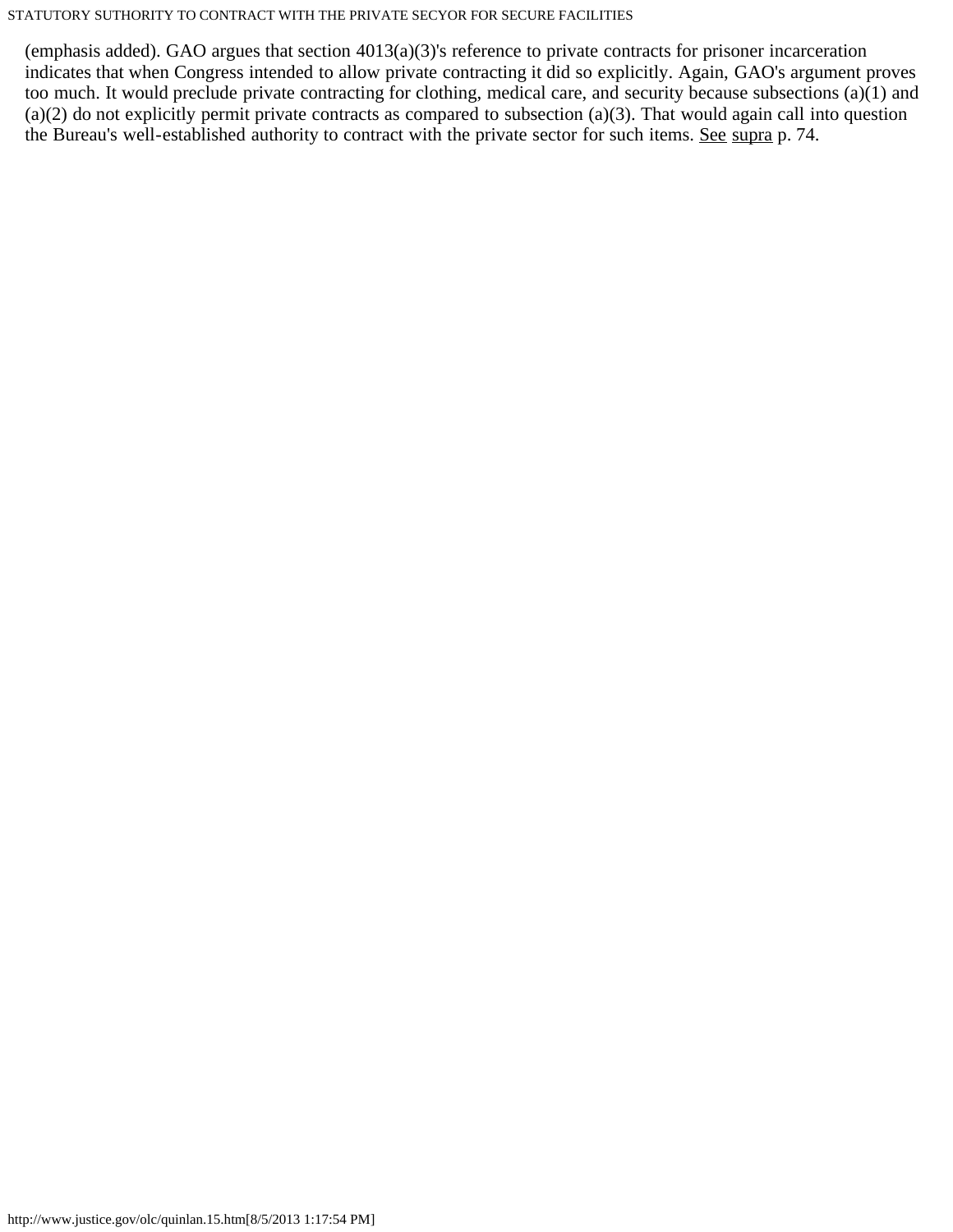(emphasis added). GAO argues that section 4013(a)(3)'s reference to private contracts for prisoner incarceration indicates that when Congress intended to allow private contracting it did so explicitly. Again, GAO's argument proves too much. It would preclude private contracting for clothing, medical care, and security because subsections (a)(1) and (a)(2) do not explicitly permit private contracts as compared to subsection (a)(3). That would again call into question the Bureau's well-established authority to contract with the private sector for such items. See supra p. 74.